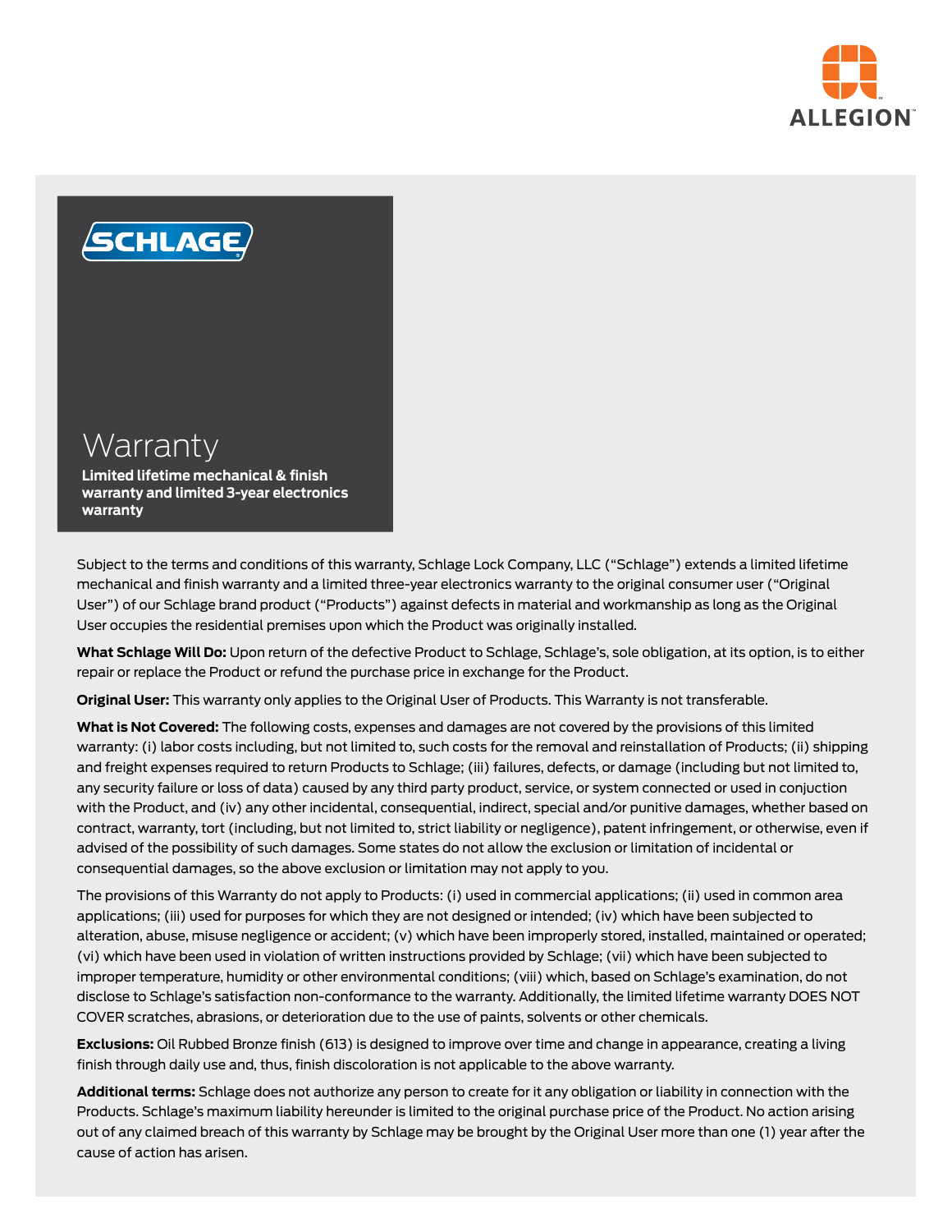ALLEGION™

SCHLAGE®

# Warranty

**Limited lifetime mechanical & finish warranty and limited 3-year electronics warranty**

Subject to the terms and conditions of this warranty, Schlage Lock Company, LLC ("Schlage") extends a limited lifetime mechanical and finish warranty and a limited three-year electronics warranty to the original consumer user ("Original User") of our Schlage brand product ("Products") against defects in material and workmanship as long as the Original User occupies the residential premises upon which the Product was originally installed.

**What Schlage Will Do:** Upon return of the defective Product to Schlage, Schlage's, sole obligation, at its option, is to either repair or replace the Product or refund the purchase price in exchange for the Product.

**Original User:** This warranty only applies to the Original User of Products. This Warranty is not transferable.

**What is Not Covered:** The following costs, expenses and damages are not covered by the provisions of this limited warranty: (i) labor costs including, but not limited to, such costs for the removal and reinstallation of Products; (ii) shipping and freight expenses required to return Products to Schlage; (iii) failures, defects, or damage (including but not limited to, any security failure or loss of data) caused by any third party product, service, or system connected or used in conjuction with the Product, and (iv) any other incidental, consequential, indirect, special and/or punitive damages, whether based on contract, warranty, tort (including, but not limited to, strict liability or negligence), patent infringement, or otherwise, even if advised of the possibility of such damages. Some states do not allow the exclusion or limitation of incidental or consequential damages, so the above exclusion or limitation may not apply to you.

The provisions of this Warranty do not apply to Products: (i) used in commercial applications; (ii) used in common area applications; (iii) used for purposes for which they are not designed or intended; (iv) which have been subjected to alteration, abuse, misuse negligence or accident; (v) which have been improperly stored, installed, maintained or operated; (vi) which have been used in violation of written instructions provided by Schlage; (vii) which have been subjected to improper temperature, humidity or other environmental conditions; (viii) which, based on Schlage's examination, do not disclose to Schlage's satisfaction non-conformance to the warranty. Additionally, the limited lifetime warranty DOES NOT COVER scratches, abrasions, or deterioration due to the use of paints, solvents or other chemicals.

**Exclusions:** Oil Rubbed Bronze finish (613) is designed to improve over time and change in appearance, creating a living finish through daily use and, thus, finish discoloration is not applicable to the above warranty.

**Additional terms:** Schlage does not authorize any person to create for it any obligation or liability in connection with the Products. Schlage's maximum liability hereunder is limited to the original purchase price of the Product. No action arising out of any claimed breach of this warranty by Schlage may be brought by the Original User more than one (1) year after the cause of action has arisen.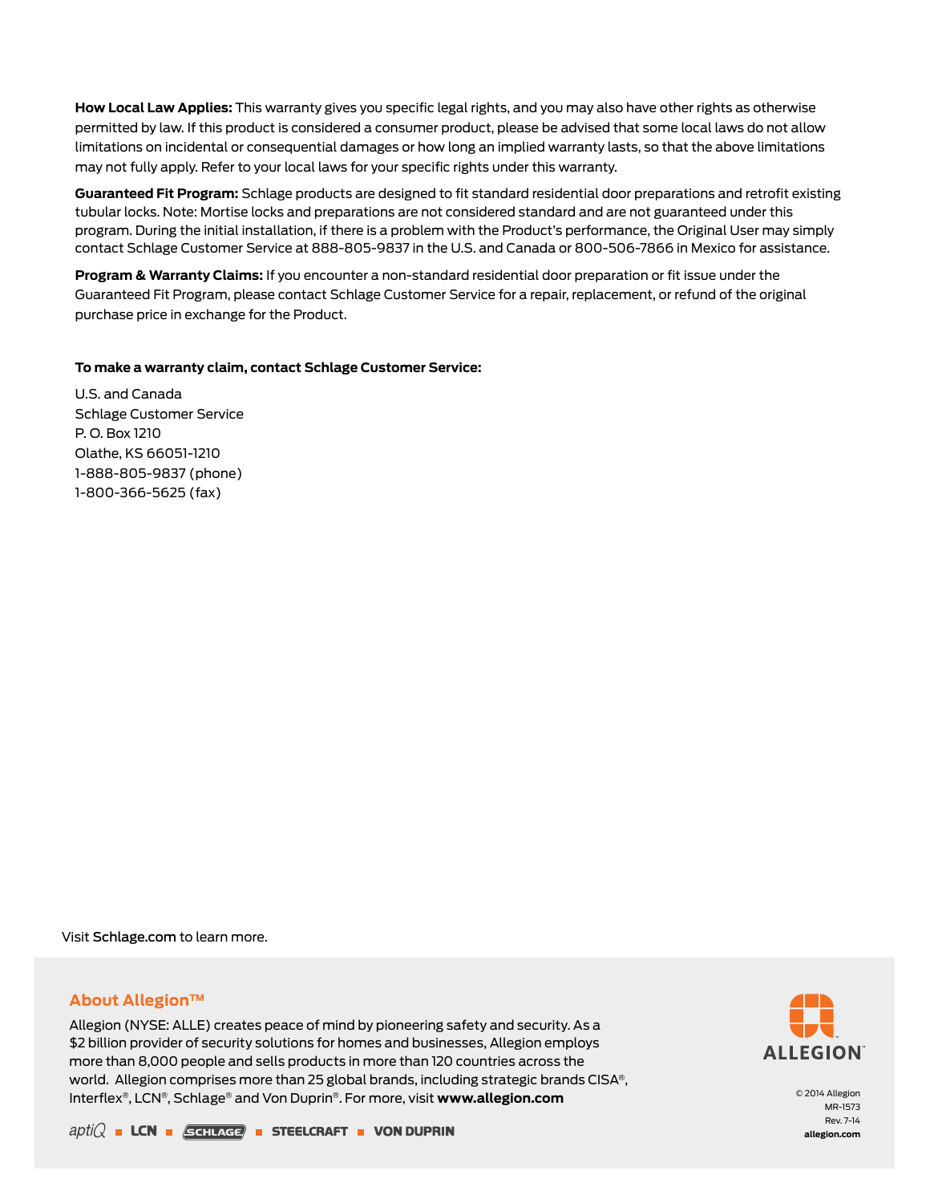**How Local Law Applies:** This warranty gives you specific legal rights, and you may also have other rights as otherwise permitted by law. If this product is considered a consumer product, please be advised that some local laws do not allow limitations on incidental or consequential damages or how long an implied warranty lasts, so that the above limitations may not fully apply. Refer to your local laws for your specific rights under this warranty.

**Guaranteed Fit Program:** Schlage products are designed to fit standard residential door preparations and retrofit existing tubular locks. Note: Mortise locks and preparations are not considered standard and are not guaranteed under this program. During the initial installation, if there is a problem with the Product's performance, the Original User may simply contact Schlage Customer Service at 888-805-9837 in the U.S. and Canada or 800-506-7866 in Mexico for assistance.

**Program & Warranty Claims:** If you encounter a non-standard residential door preparation or fit issue under the Guaranteed Fit Program, please contact Schlage Customer Service for a repair, replacement, or refund of the original purchase price in exchange for the Product.

**To make a warranty claim, contact Schlage Customer Service:**

U.S. and Canada
Schlage Customer Service
P. O. Box 1210
Olathe, KS 66051-1210
1-888-805-9837 (phone)
1-800-366-5625 (fax)

Visit Schlage.com to learn more.

## About Allegion™

Allegion (NYSE: ALLE) creates peace of mind by pioneering safety and security. As a $2 billion provider of security solutions for homes and businesses, Allegion employs more than 8,000 people and sells products in more than 120 countries across the world. Allegion comprises more than 25 global brands, including strategic brands CISA®, Interflex®, LCN®, Schlage® and Von Duprin®. For more, visit **www.allegion.com**

aptiQ ■ LCN ■ SCHLAGE ■ STEELCRAFT ■ VON DUPRIN

ALLEGION™

© 2014 Allegion
MR-1573
Rev. 7-14
**allegion.com**